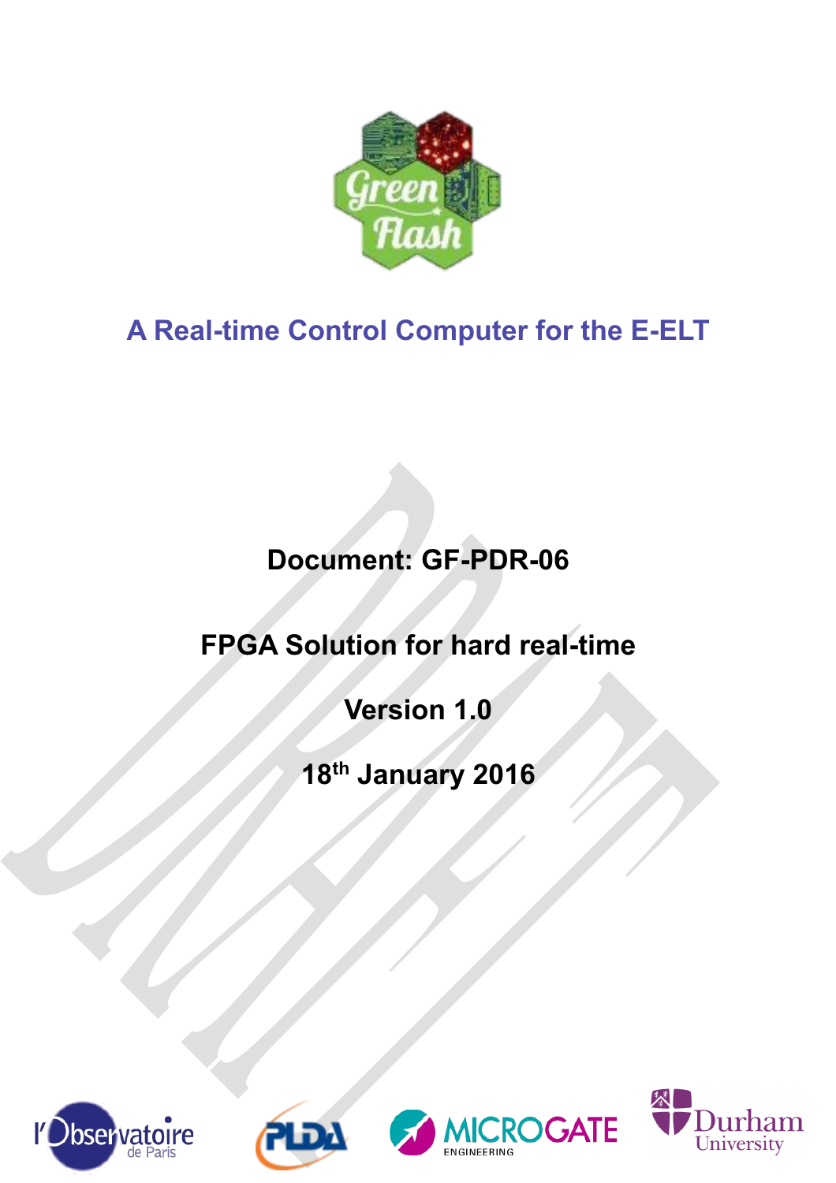# A Real-time Control Computer for the E-ELT

**Document: GF-PDR-06**

**FPGA Solution for hard real-time**

**Version 1.0**

**18th January 2016**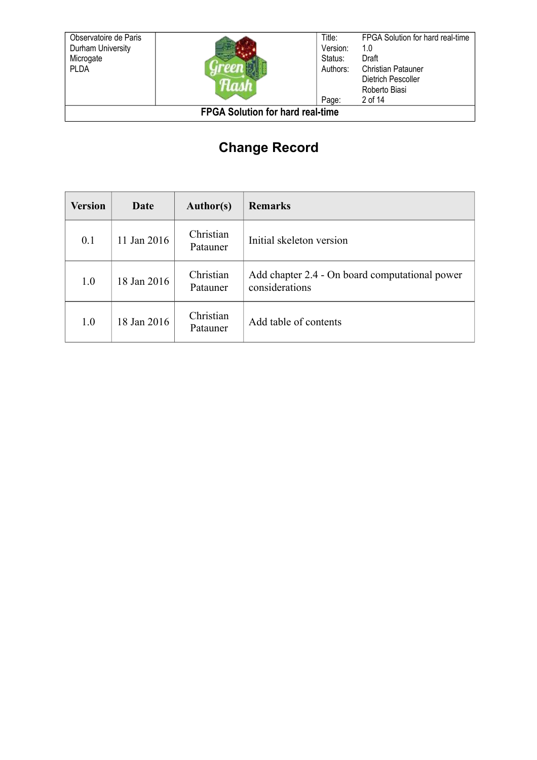# Change Record

| Version | Date | Author(s) | Remarks |
|---|---|---|---|
| 0.1 | 11 Jan 2016 | Christian Patauner | Initial skeleton version |
| 1.0 | 18 Jan 2016 | Christian Patauner | Add chapter 2.4 - On board computational power considerations |
| 1.0 | 18 Jan 2016 | Christian Patauner | Add table of contents |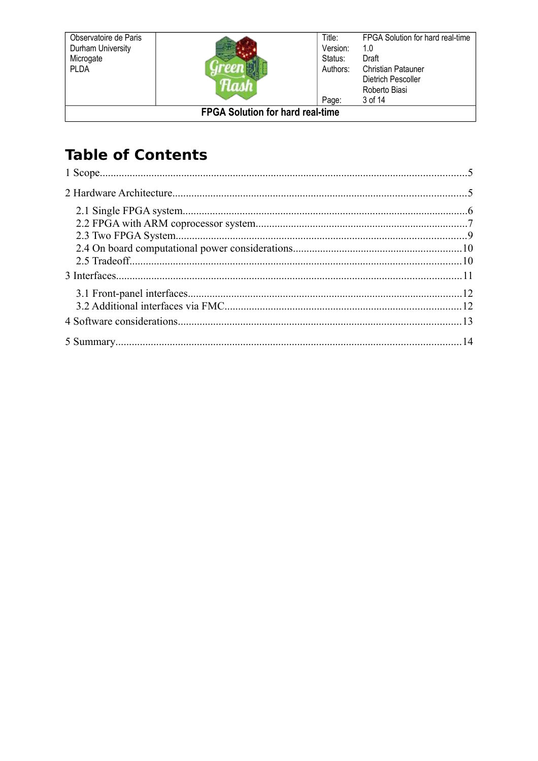# Table of Contents

1 Scope....................................................................................................................5

2 Hardware Architecture..........................................................................................5

- 2.1 Single FPGA system.......................................................................................6
- 2.2 FPGA with ARM coprocessor system............................................................7
- 2.3 Two FPGA System.........................................................................................9
- 2.4 On board computational power considerations.............................................10
- 2.5 Tradeoff.........................................................................................................10

3 Interfaces............................................................................................................11

- 3.1 Front-panel interfaces....................................................................................12
- 3.2 Additional interfaces via FMC......................................................................12

4 Software considerations.......................................................................................13

5 Summary.............................................................................................................14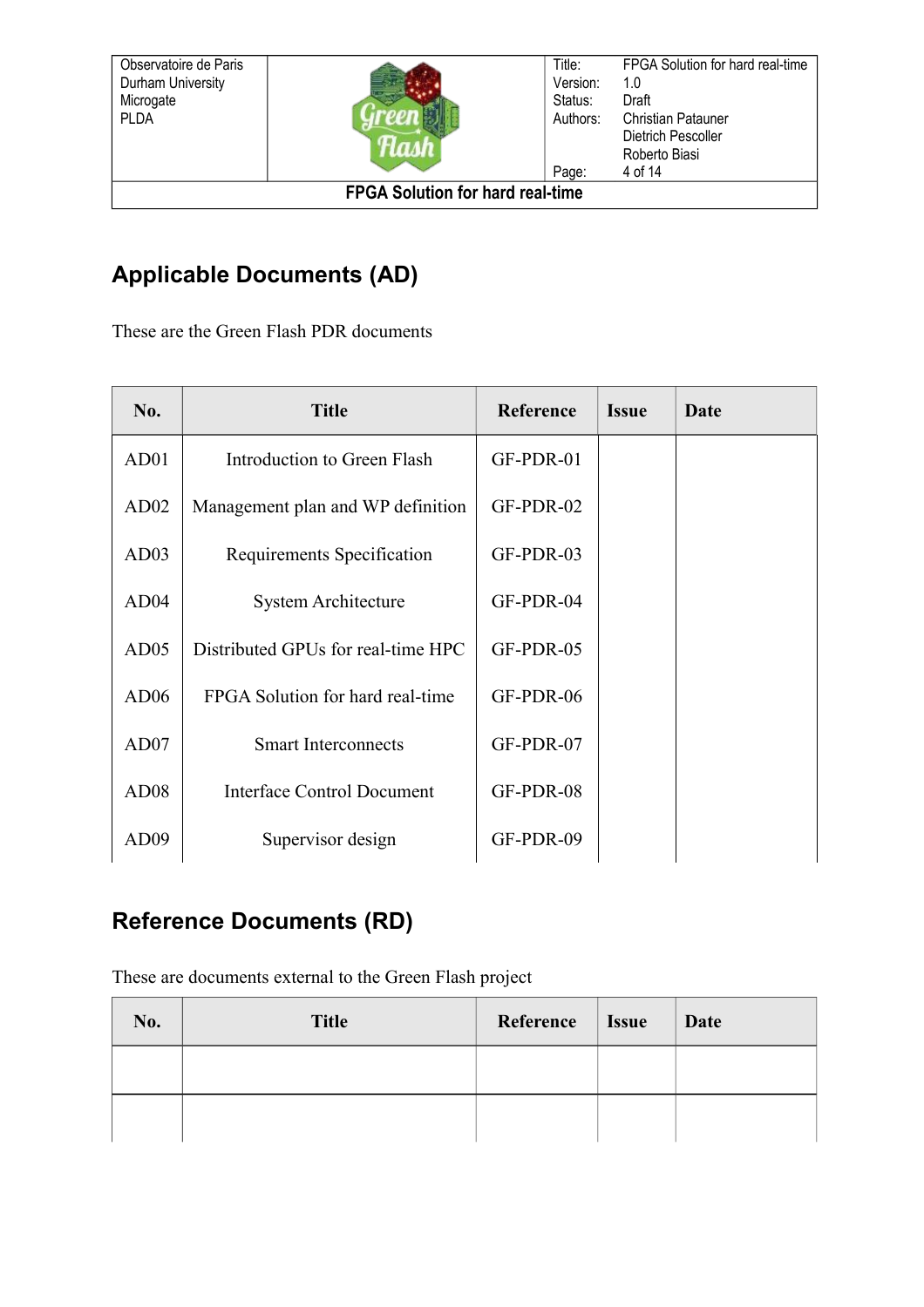## Applicable Documents (AD)

These are the Green Flash PDR documents

| No. | Title | Reference | Issue | Date |
|---|---|---|---|---|
| AD01 | Introduction to Green Flash | GF-PDR-01 | | |
| AD02 | Management plan and WP definition | GF-PDR-02 | | |
| AD03 | Requirements Specification | GF-PDR-03 | | |
| AD04 | System Architecture | GF-PDR-04 | | |
| AD05 | Distributed GPUs for real-time HPC | GF-PDR-05 | | |
| AD06 | FPGA Solution for hard real-time | GF-PDR-06 | | |
| AD07 | Smart Interconnects | GF-PDR-07 | | |
| AD08 | Interface Control Document | GF-PDR-08 | | |
| AD09 | Supervisor design | GF-PDR-09 | | |

## Reference Documents (RD)

These are documents external to the Green Flash project

| No. | Title | Reference | Issue | Date |
|---|---|---|---|---|
| | | | | |
| | | | | |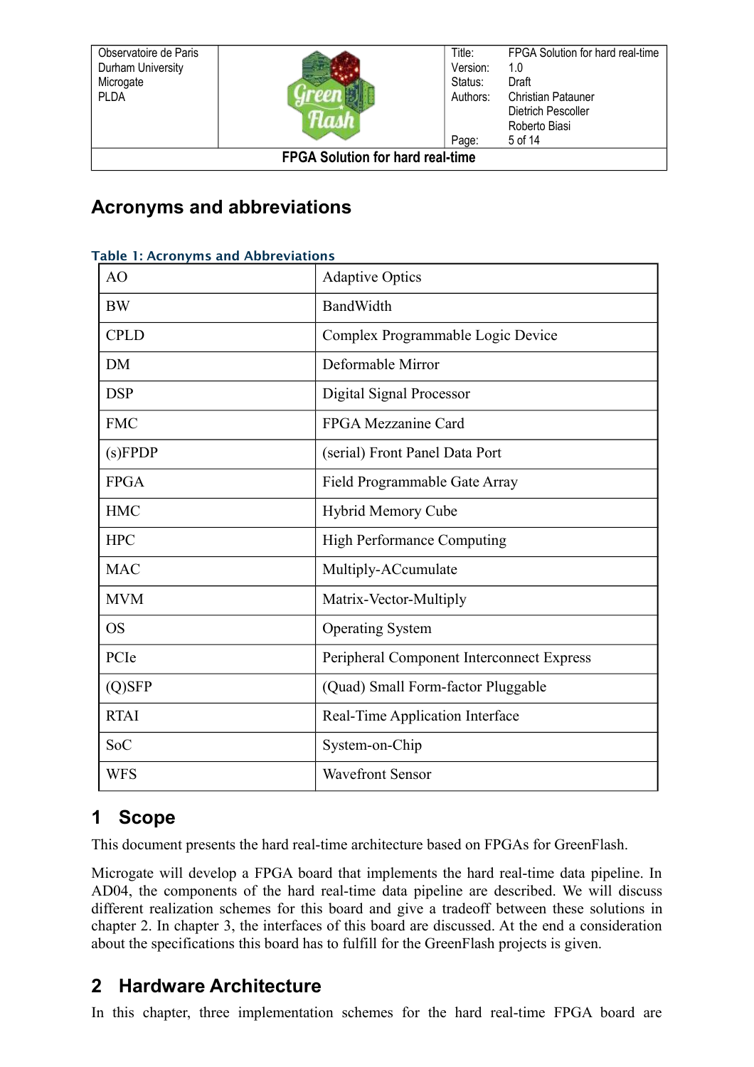# Acronyms and abbreviations

Table 1: Acronyms and Abbreviations

| | |
|---|---|
| AO | Adaptive Optics |
| BW | BandWidth |
| CPLD | Complex Programmable Logic Device |
| DM | Deformable Mirror |
| DSP | Digital Signal Processor |
| FMC | FPGA Mezzanine Card |
| (s)FPDP | (serial) Front Panel Data Port |
| FPGA | Field Programmable Gate Array |
| HMC | Hybrid Memory Cube |
| HPC | High Performance Computing |
| MAC | Multiply-ACcumulate |
| MVM | Matrix-Vector-Multiply |
| OS | Operating System |
| PCIe | Peripheral Component Interconnect Express |
| (Q)SFP | (Quad) Small Form-factor Pluggable |
| RTAI | Real-Time Application Interface |
| SoC | System-on-Chip |
| WFS | Wavefront Sensor |

# 1 Scope

This document presents the hard real-time architecture based on FPGAs for GreenFlash.

Microgate will develop a FPGA board that implements the hard real-time data pipeline. In AD04, the components of the hard real-time data pipeline are described. We will discuss different realization schemes for this board and give a tradeoff between these solutions in chapter 2. In chapter 3, the interfaces of this board are discussed. At the end a consideration about the specifications this board has to fulfill for the GreenFlash projects is given.

# 2 Hardware Architecture

In this chapter, three implementation schemes for the hard real-time FPGA board are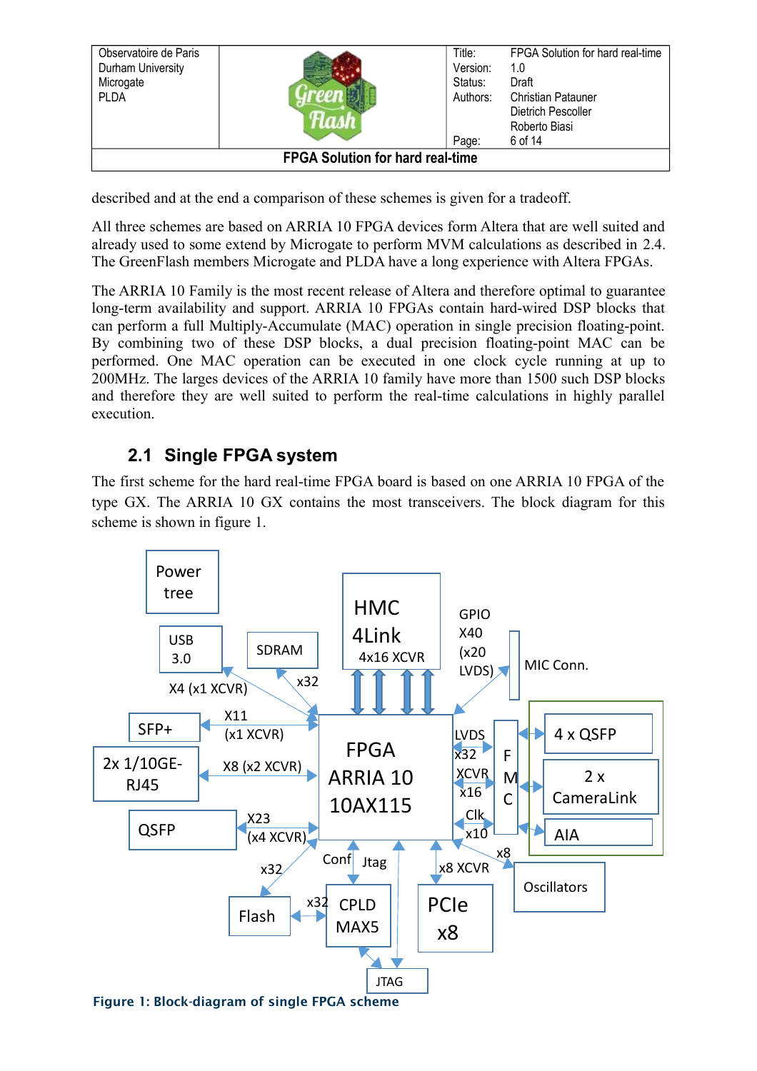described and at the end a comparison of these schemes is given for a tradeoff.

All three schemes are based on ARRIA 10 FPGA devices form Altera that are well suited and already used to some extend by Microgate to perform MVM calculations as described in 2.4. The GreenFlash members Microgate and PLDA have a long experience with Altera FPGAs.

The ARRIA 10 Family is the most recent release of Altera and therefore optimal to guarantee long-term availability and support. ARRIA 10 FPGAs contain hard-wired DSP blocks that can perform a full Multiply-Accumulate (MAC) operation in single precision floating-point. By combining two of these DSP blocks, a dual precision floating-point MAC can be performed. One MAC operation can be executed in one clock cycle running at up to 200MHz. The larges devices of the ARRIA 10 family have more than 1500 such DSP blocks and therefore they are well suited to perform the real-time calculations in highly parallel execution.

## 2.1 Single FPGA system

The first scheme for the hard real-time FPGA board is based on one ARRIA 10 FPGA of the type GX. The ARRIA 10 GX contains the most transceivers. The block diagram for this scheme is shown in figure 1.

**Figure 1: Block-diagram of single FPGA scheme**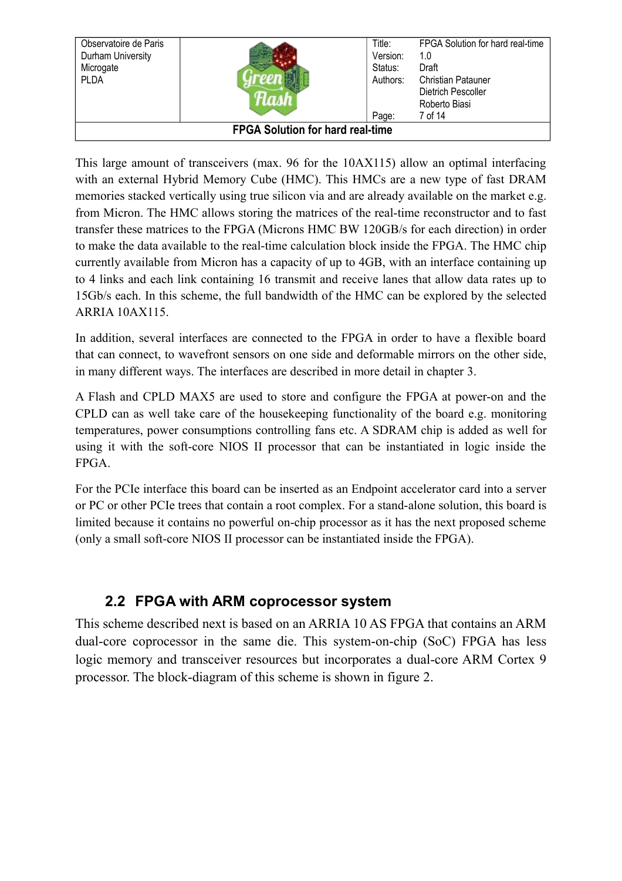This large amount of transceivers (max. 96 for the 10AX115) allow an optimal interfacing with an external Hybrid Memory Cube (HMC). This HMCs are a new type of fast DRAM memories stacked vertically using true silicon via and are already available on the market e.g. from Micron. The HMC allows storing the matrices of the real-time reconstructor and to fast transfer these matrices to the FPGA (Microns HMC BW 120GB/s for each direction) in order to make the data available to the real-time calculation block inside the FPGA. The HMC chip currently available from Micron has a capacity of up to 4GB, with an interface containing up to 4 links and each link containing 16 transmit and receive lanes that allow data rates up to 15Gb/s each. In this scheme, the full bandwidth of the HMC can be explored by the selected ARRIA 10AX115.

In addition, several interfaces are connected to the FPGA in order to have a flexible board that can connect, to wavefront sensors on one side and deformable mirrors on the other side, in many different ways. The interfaces are described in more detail in chapter 3.

A Flash and CPLD MAX5 are used to store and configure the FPGA at power-on and the CPLD can as well take care of the housekeeping functionality of the board e.g. monitoring temperatures, power consumptions controlling fans etc. A SDRAM chip is added as well for using it with the soft-core NIOS II processor that can be instantiated in logic inside the FPGA.

For the PCIe interface this board can be inserted as an Endpoint accelerator card into a server or PC or other PCIe trees that contain a root complex. For a stand-alone solution, this board is limited because it contains no powerful on-chip processor as it has the next proposed scheme (only a small soft-core NIOS II processor can be instantiated inside the FPGA).

## 2.2 FPGA with ARM coprocessor system

This scheme described next is based on an ARRIA 10 AS FPGA that contains an ARM dual-core coprocessor in the same die. This system-on-chip (SoC) FPGA has less logic memory and transceiver resources but incorporates a dual-core ARM Cortex 9 processor. The block-diagram of this scheme is shown in figure 2.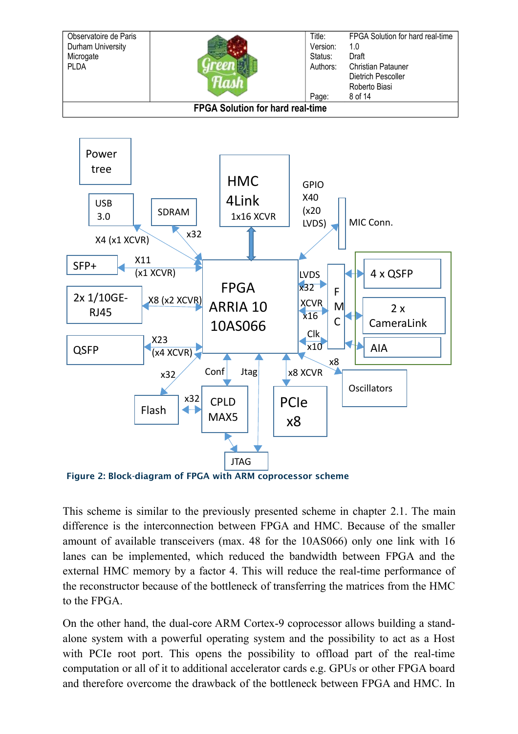**Figure 2: Block-diagram of FPGA with ARM coprocessor scheme**

This scheme is similar to the previously presented scheme in chapter 2.1. The main difference is the interconnection between FPGA and HMC. Because of the smaller amount of available transceivers (max. 48 for the 10AS066) only one link with 16 lanes can be implemented, which reduced the bandwidth between FPGA and the external HMC memory by a factor 4. This will reduce the real-time performance of the reconstructor because of the bottleneck of transferring the matrices from the HMC to the FPGA.

On the other hand, the dual-core ARM Cortex-9 coprocessor allows building a stand-alone system with a powerful operating system and the possibility to act as a Host with PCIe root port. This opens the possibility to offload part of the real-time computation or all of it to additional accelerator cards e.g. GPUs or other FPGA board and therefore overcome the drawback of the bottleneck between FPGA and HMC. In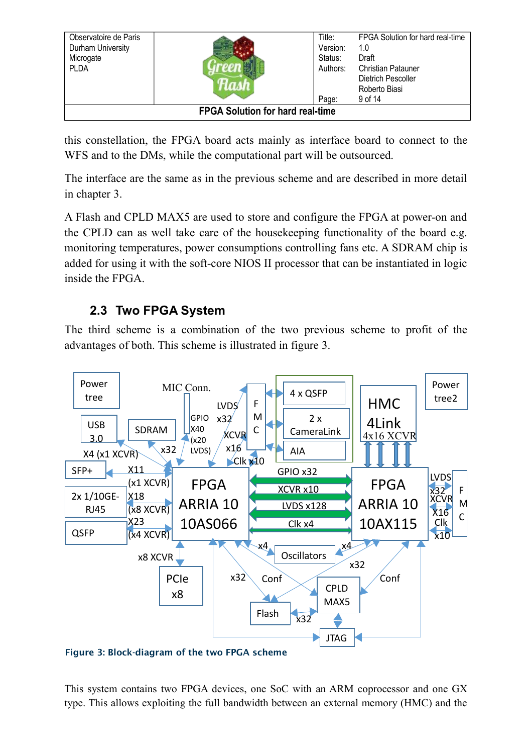this constellation, the FPGA board acts mainly as interface board to connect to the WFS and to the DMs, while the computational part will be outsourced.

The interface are the same as in the previous scheme and are described in more detail in chapter 3.

A Flash and CPLD MAX5 are used to store and configure the FPGA at power-on and the CPLD can as well take care of the housekeeping functionality of the board e.g. monitoring temperatures, power consumptions controlling fans etc. A SDRAM chip is added for using it with the soft-core NIOS II processor that can be instantiated in logic inside the FPGA.

## 2.3 Two FPGA System

The third scheme is a combination of the two previous scheme to profit of the advantages of both. This scheme is illustrated in figure 3.

Figure 3: Block-diagram of the two FPGA scheme

This system contains two FPGA devices, one SoC with an ARM coprocessor and one GX type. This allows exploiting the full bandwidth between an external memory (HMC) and the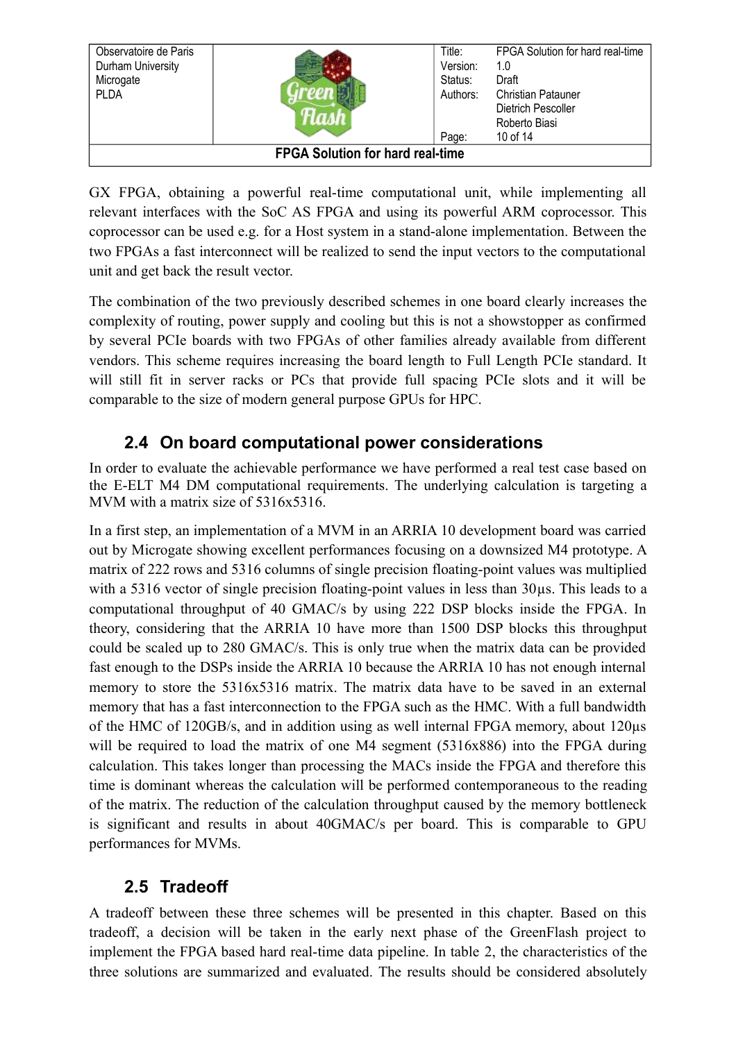GX FPGA, obtaining a powerful real-time computational unit, while implementing all relevant interfaces with the SoC AS FPGA and using its powerful ARM coprocessor. This coprocessor can be used e.g. for a Host system in a stand-alone implementation. Between the two FPGAs a fast interconnect will be realized to send the input vectors to the computational unit and get back the result vector.

The combination of the two previously described schemes in one board clearly increases the complexity of routing, power supply and cooling but this is not a showstopper as confirmed by several PCIe boards with two FPGAs of other families already available from different vendors. This scheme requires increasing the board length to Full Length PCIe standard. It will still fit in server racks or PCs that provide full spacing PCIe slots and it will be comparable to the size of modern general purpose GPUs for HPC.

## 2.4 On board computational power considerations

In order to evaluate the achievable performance we have performed a real test case based on the E-ELT M4 DM computational requirements. The underlying calculation is targeting a MVM with a matrix size of 5316x5316.

In a first step, an implementation of a MVM in an ARRIA 10 development board was carried out by Microgate showing excellent performances focusing on a downsized M4 prototype. A matrix of 222 rows and 5316 columns of single precision floating-point values was multiplied with a 5316 vector of single precision floating-point values in less than 30µs. This leads to a computational throughput of 40 GMAC/s by using 222 DSP blocks inside the FPGA. In theory, considering that the ARRIA 10 have more than 1500 DSP blocks this throughput could be scaled up to 280 GMAC/s. This is only true when the matrix data can be provided fast enough to the DSPs inside the ARRIA 10 because the ARRIA 10 has not enough internal memory to store the 5316x5316 matrix. The matrix data have to be saved in an external memory that has a fast interconnection to the FPGA such as the HMC. With a full bandwidth of the HMC of 120GB/s, and in addition using as well internal FPGA memory, about 120µs will be required to load the matrix of one M4 segment (5316x886) into the FPGA during calculation. This takes longer than processing the MACs inside the FPGA and therefore this time is dominant whereas the calculation will be performed contemporaneous to the reading of the matrix. The reduction of the calculation throughput caused by the memory bottleneck is significant and results in about 40GMAC/s per board. This is comparable to GPU performances for MVMs.

## 2.5 Tradeoff

A tradeoff between these three schemes will be presented in this chapter. Based on this tradeoff, a decision will be taken in the early next phase of the GreenFlash project to implement the FPGA based hard real-time data pipeline. In table 2, the characteristics of the three solutions are summarized and evaluated. The results should be considered absolutely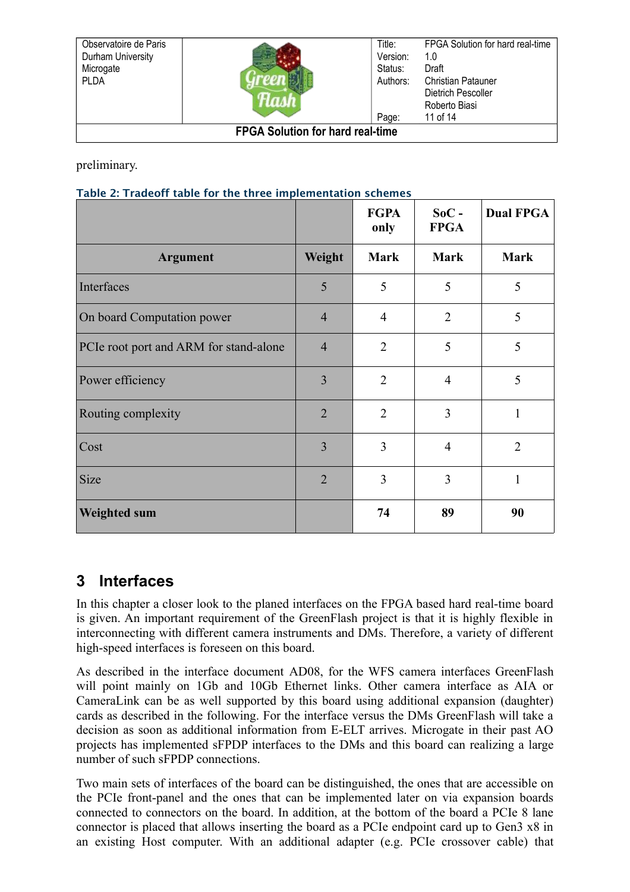preliminary.

Table 2: Tradeoff table for the three implementation schemes

| | | FGPA only | SoC - FPGA | Dual FPGA |
|---|---|---|---|---|
| **Argument** | **Weight** | **Mark** | **Mark** | **Mark** |
| Interfaces | 5 | 5 | 5 | 5 |
| On board Computation power | 4 | 4 | 2 | 5 |
| PCIe root port and ARM for stand-alone | 4 | 2 | 5 | 5 |
| Power efficiency | 3 | 2 | 4 | 5 |
| Routing complexity | 2 | 2 | 3 | 1 |
| Cost | 3 | 3 | 4 | 2 |
| Size | 2 | 3 | 3 | 1 |
| **Weighted sum** | | **74** | **89** | **90** |

# 3 Interfaces

In this chapter a closer look to the planed interfaces on the FPGA based hard real-time board is given. An important requirement of the GreenFlash project is that it is highly flexible in interconnecting with different camera instruments and DMs. Therefore, a variety of different high-speed interfaces is foreseen on this board.

As described in the interface document AD08, for the WFS camera interfaces GreenFlash will point mainly on 1Gb and 10Gb Ethernet links. Other camera interface as AIA or CameraLink can be as well supported by this board using additional expansion (daughter) cards as described in the following. For the interface versus the DMs GreenFlash will take a decision as soon as additional information from E-ELT arrives. Microgate in their past AO projects has implemented sFPDP interfaces to the DMs and this board can realizing a large number of such sFPDP connections.

Two main sets of interfaces of the board can be distinguished, the ones that are accessible on the PCIe front-panel and the ones that can be implemented later on via expansion boards connected to connectors on the board. In addition, at the bottom of the board a PCIe 8 lane connector is placed that allows inserting the board as a PCIe endpoint card up to Gen3 x8 in an existing Host computer. With an additional adapter (e.g. PCIe crossover cable) that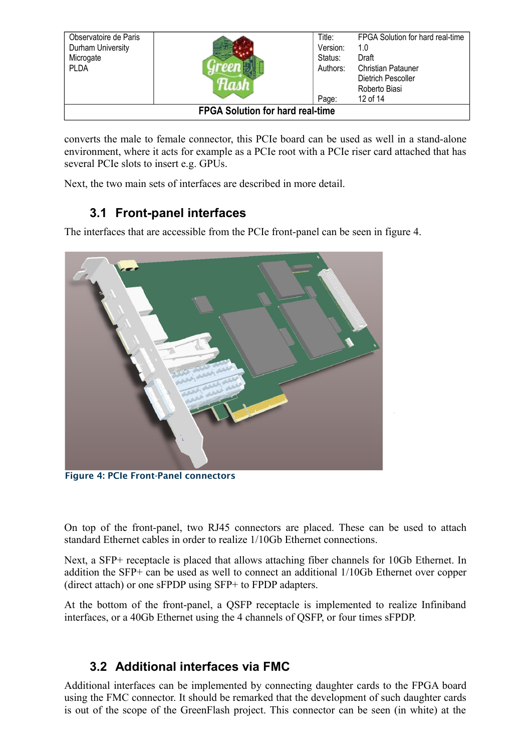converts the male to female connector, this PCIe board can be used as well in a stand-alone environment, where it acts for example as a PCIe root with a PCIe riser card attached that has several PCIe slots to insert e.g. GPUs.

Next, the two main sets of interfaces are described in more detail.

## 3.1 Front-panel interfaces

The interfaces that are accessible from the PCIe front-panel can be seen in figure 4.

Figure 4: PCIe Front-Panel connectors

On top of the front-panel, two RJ45 connectors are placed. These can be used to attach standard Ethernet cables in order to realize 1/10Gb Ethernet connections.

Next, a SFP+ receptacle is placed that allows attaching fiber channels for 10Gb Ethernet. In addition the SFP+ can be used as well to connect an additional 1/10Gb Ethernet over copper (direct attach) or one sFPDP using SFP+ to FPDP adapters.

At the bottom of the front-panel, a QSFP receptacle is implemented to realize Infiniband interfaces, or a 40Gb Ethernet using the 4 channels of QSFP, or four times sFPDP.

## 3.2 Additional interfaces via FMC

Additional interfaces can be implemented by connecting daughter cards to the FPGA board using the FMC connector. It should be remarked that the development of such daughter cards is out of the scope of the GreenFlash project. This connector can be seen (in white) at the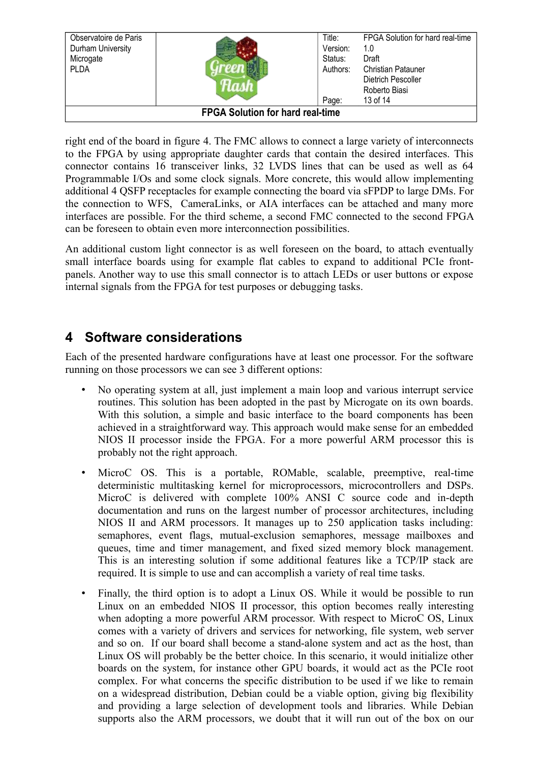right end of the board in figure 4. The FMC allows to connect a large variety of interconnects to the FPGA by using appropriate daughter cards that contain the desired interfaces. This connector contains 16 transceiver links, 32 LVDS lines that can be used as well as 64 Programmable I/Os and some clock signals. More concrete, this would allow implementing additional 4 QSFP receptacles for example connecting the board via sFPDP to large DMs. For the connection to WFS, CameraLinks, or AIA interfaces can be attached and many more interfaces are possible. For the third scheme, a second FMC connected to the second FPGA can be foreseen to obtain even more interconnection possibilities.

An additional custom light connector is as well foreseen on the board, to attach eventually small interface boards using for example flat cables to expand to additional PCIe front-panels. Another way to use this small connector is to attach LEDs or user buttons or expose internal signals from the FPGA for test purposes or debugging tasks.

# 4 Software considerations

Each of the presented hardware configurations have at least one processor. For the software running on those processors we can see 3 different options:

- No operating system at all, just implement a main loop and various interrupt service routines. This solution has been adopted in the past by Microgate on its own boards. With this solution, a simple and basic interface to the board components has been achieved in a straightforward way. This approach would make sense for an embedded NIOS II processor inside the FPGA. For a more powerful ARM processor this is probably not the right approach.
- MicroC OS. This is a portable, ROMable, scalable, preemptive, real-time deterministic multitasking kernel for microprocessors, microcontrollers and DSPs. MicroC is delivered with complete 100% ANSI C source code and in-depth documentation and runs on the largest number of processor architectures, including NIOS II and ARM processors. It manages up to 250 application tasks including: semaphores, event flags, mutual-exclusion semaphores, message mailboxes and queues, time and timer management, and fixed sized memory block management. This is an interesting solution if some additional features like a TCP/IP stack are required. It is simple to use and can accomplish a variety of real time tasks.
- Finally, the third option is to adopt a Linux OS. While it would be possible to run Linux on an embedded NIOS II processor, this option becomes really interesting when adopting a more powerful ARM processor. With respect to MicroC OS, Linux comes with a variety of drivers and services for networking, file system, web server and so on. If our board shall become a stand-alone system and act as the host, than Linux OS will probably be the better choice. In this scenario, it would initialize other boards on the system, for instance other GPU boards, it would act as the PCIe root complex. For what concerns the specific distribution to be used if we like to remain on a widespread distribution, Debian could be a viable option, giving big flexibility and providing a large selection of development tools and libraries. While Debian supports also the ARM processors, we doubt that it will run out of the box on our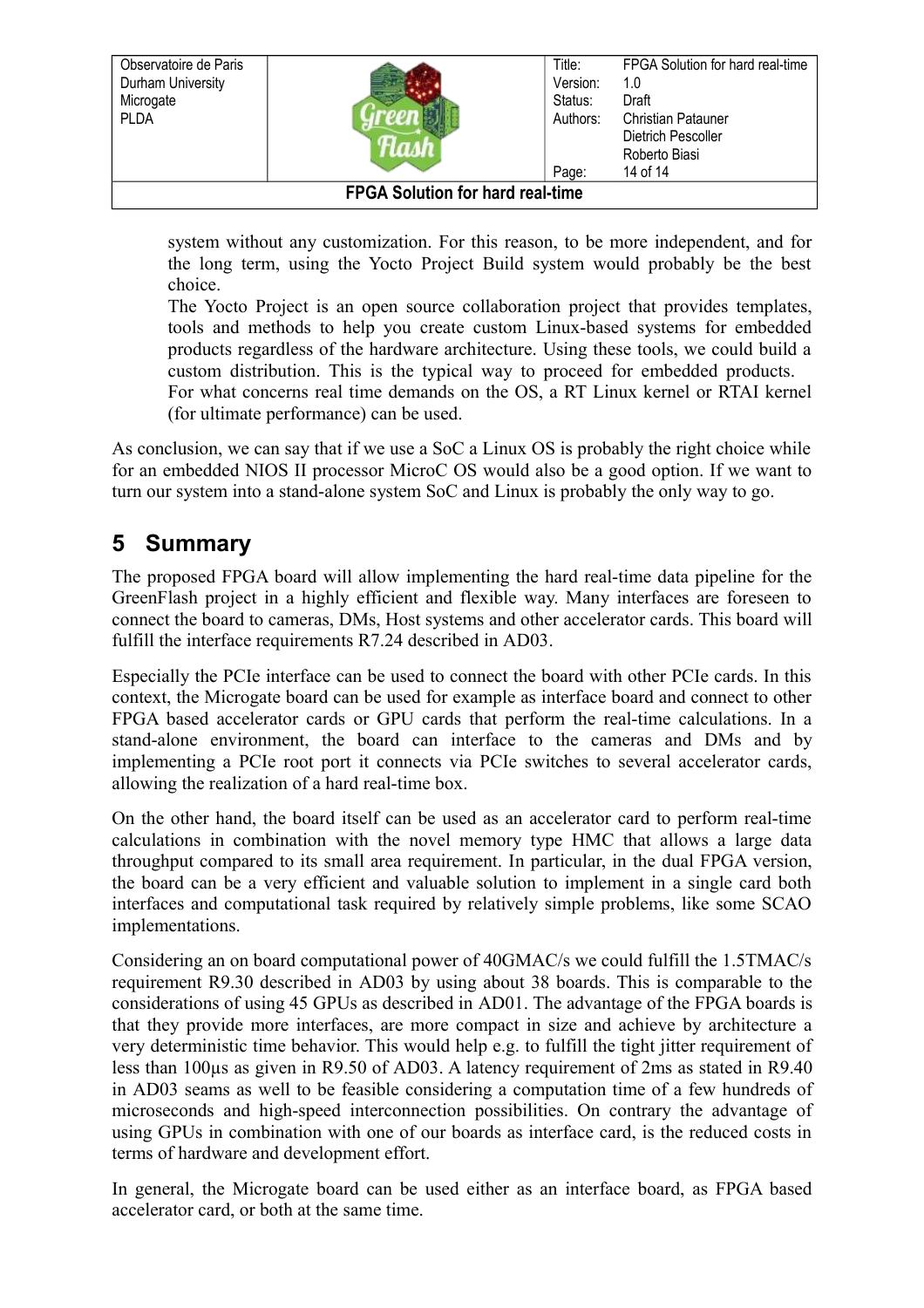system without any customization. For this reason, to be more independent, and for the long term, using the Yocto Project Build system would probably be the best choice.
The Yocto Project is an open source collaboration project that provides templates, tools and methods to help you create custom Linux-based systems for embedded products regardless of the hardware architecture. Using these tools, we could build a custom distribution. This is the typical way to proceed for embedded products.
For what concerns real time demands on the OS, a RT Linux kernel or RTAI kernel (for ultimate performance) can be used.

As conclusion, we can say that if we use a SoC a Linux OS is probably the right choice while for an embedded NIOS II processor MicroC OS would also be a good option. If we want to turn our system into a stand-alone system SoC and Linux is probably the only way to go.

# 5 Summary

The proposed FPGA board will allow implementing the hard real-time data pipeline for the GreenFlash project in a highly efficient and flexible way. Many interfaces are foreseen to connect the board to cameras, DMs, Host systems and other accelerator cards. This board will fulfill the interface requirements R7.24 described in AD03.

Especially the PCIe interface can be used to connect the board with other PCIe cards. In this context, the Microgate board can be used for example as interface board and connect to other FPGA based accelerator cards or GPU cards that perform the real-time calculations. In a stand-alone environment, the board can interface to the cameras and DMs and by implementing a PCIe root port it connects via PCIe switches to several accelerator cards, allowing the realization of a hard real-time box.

On the other hand, the board itself can be used as an accelerator card to perform real-time calculations in combination with the novel memory type HMC that allows a large data throughput compared to its small area requirement. In particular, in the dual FPGA version, the board can be a very efficient and valuable solution to implement in a single card both interfaces and computational task required by relatively simple problems, like some SCAO implementations.

Considering an on board computational power of 40GMAC/s we could fulfill the 1.5TMAC/s requirement R9.30 described in AD03 by using about 38 boards. This is comparable to the considerations of using 45 GPUs as described in AD01. The advantage of the FPGA boards is that they provide more interfaces, are more compact in size and achieve by architecture a very deterministic time behavior. This would help e.g. to fulfill the tight jitter requirement of less than 100µs as given in R9.50 of AD03. A latency requirement of 2ms as stated in R9.40 in AD03 seams as well to be feasible considering a computation time of a few hundreds of microseconds and high-speed interconnection possibilities. On contrary the advantage of using GPUs in combination with one of our boards as interface card, is the reduced costs in terms of hardware and development effort.

In general, the Microgate board can be used either as an interface board, as FPGA based accelerator card, or both at the same time.